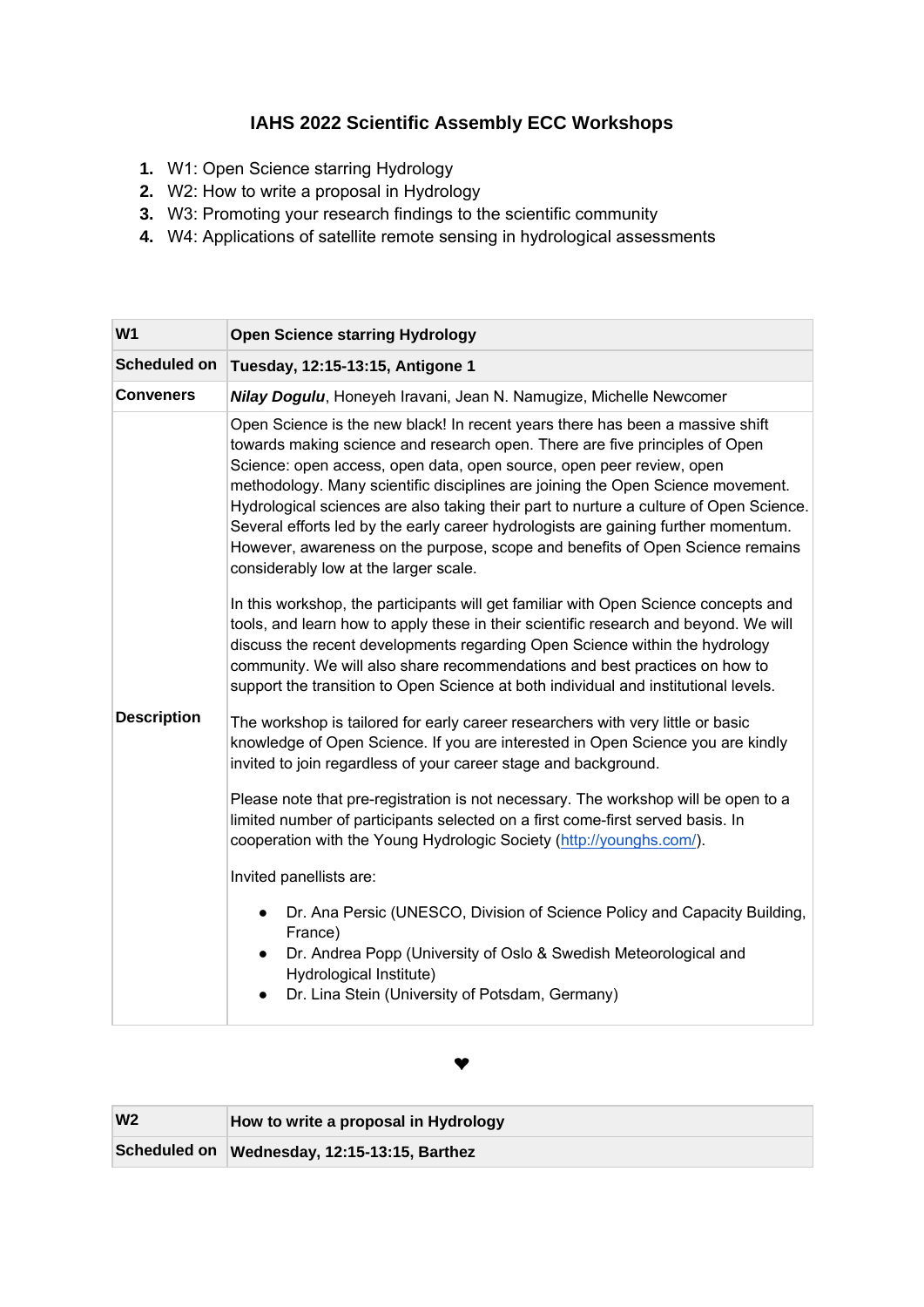# IAHS 2022 Scientific Assembly ECC Workshops

1. W1: Open Science starring Hydrology
2. W2: How to write a proposal in Hydrology
3. W3: Promoting your research findings to the scientific community
4. W4: Applications of satellite remote sensing in hydrological assessments

| **W1** | **Open Science starring Hydrology** |
|---|---|
| **Scheduled on** | **Tuesday, 12:15-13:15, Antigone 1** |
| **Conveners** | ***Nilay Dogulu***, Honeyeh Iravani, Jean N. Namugize, Michelle Newcomer |
| **Description** | Open Science is the new black! In recent years there has been a massive shift towards making science and research open. There are five principles of Open Science: open access, open data, open source, open peer review, open methodology. Many scientific disciplines are joining the Open Science movement. Hydrological sciences are also taking their part to nurture a culture of Open Science. Several efforts led by the early career hydrologists are gaining further momentum. However, awareness on the purpose, scope and benefits of Open Science remains considerably low at the larger scale.<br><br>In this workshop, the participants will get familiar with Open Science concepts and tools, and learn how to apply these in their scientific research and beyond. We will discuss the recent developments regarding Open Science within the hydrology community. We will also share recommendations and best practices on how to support the transition to Open Science at both individual and institutional levels.<br><br>The workshop is tailored for early career researchers with very little or basic knowledge of Open Science. If you are interested in Open Science you are kindly invited to join regardless of your career stage and background.<br><br>Please note that pre-registration is not necessary. The workshop will be open to a limited number of participants selected on a first come-first served basis. In cooperation with the Young Hydrologic Society (http://younghs.com/).<br><br>Invited panellists are:<br>• Dr. Ana Persic (UNESCO, Division of Science Policy and Capacity Building, France)<br>• Dr. Andrea Popp (University of Oslo & Swedish Meteorological and Hydrological Institute)<br>• Dr. Lina Stein (University of Potsdam, Germany) |

❤

| **W2** | **How to write a proposal in Hydrology** |
|---|---|
| **Scheduled on** | **Wednesday, 12:15-13:15, Barthez** |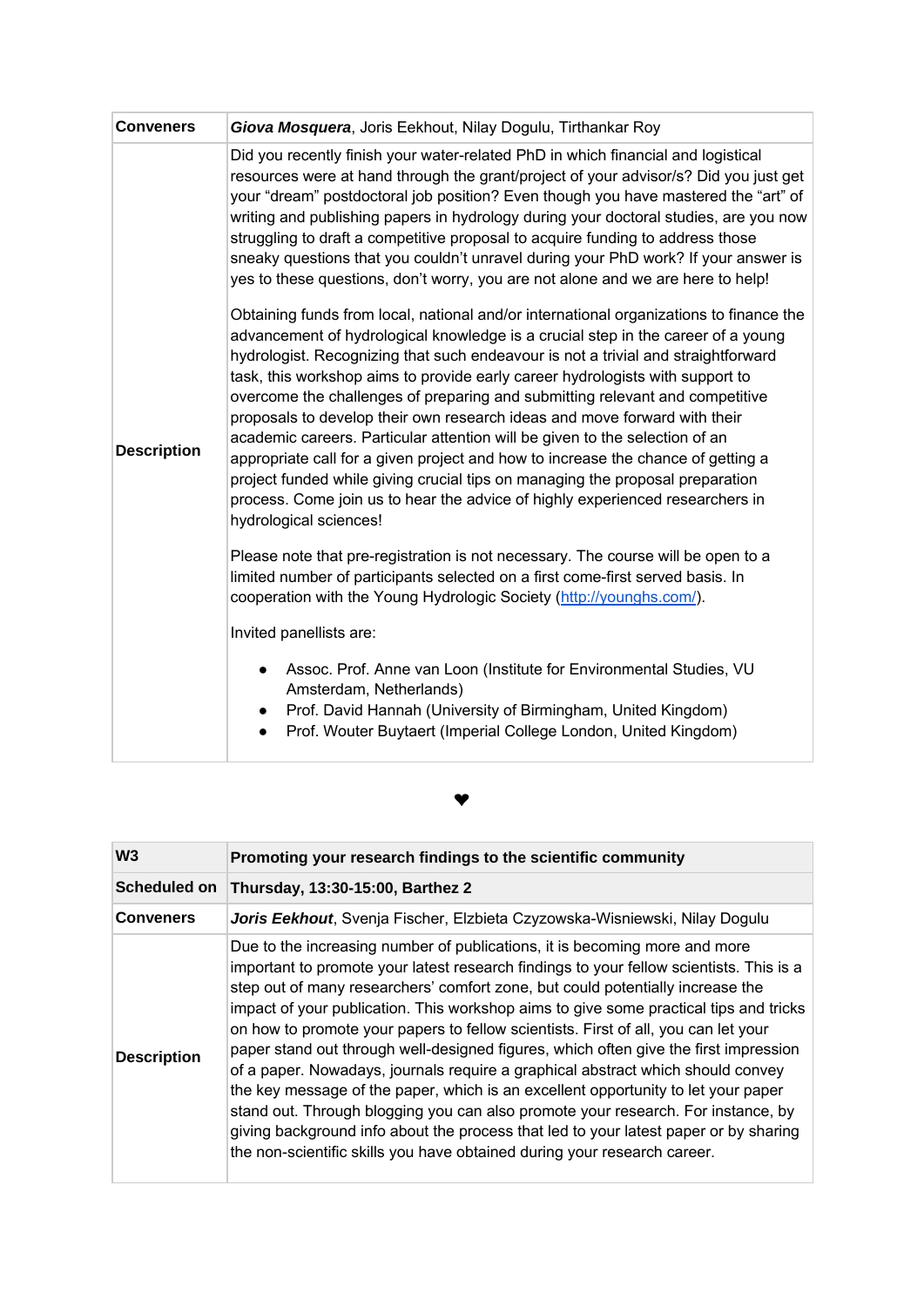| Conveners | ***Giova Mosquera***, Joris Eekhout, Nilay Dogulu, Tirthankar Roy |
|---|---|
| Description | Did you recently finish your water-related PhD in which financial and logistical resources were at hand through the grant/project of your advisor/s? Did you just get your "dream" postdoctoral job position? Even though you have mastered the "art" of writing and publishing papers in hydrology during your doctoral studies, are you now struggling to draft a competitive proposal to acquire funding to address those sneaky questions that you couldn't unravel during your PhD work? If your answer is yes to these questions, don't worry, you are not alone and we are here to help!<br><br>Obtaining funds from local, national and/or international organizations to finance the advancement of hydrological knowledge is a crucial step in the career of a young hydrologist. Recognizing that such endeavour is not a trivial and straightforward task, this workshop aims to provide early career hydrologists with support to overcome the challenges of preparing and submitting relevant and competitive proposals to develop their own research ideas and move forward with their academic careers. Particular attention will be given to the selection of an appropriate call for a given project and how to increase the chance of getting a project funded while giving crucial tips on managing the proposal preparation process. Come join us to hear the advice of highly experienced researchers in hydrological sciences!<br><br>Please note that pre-registration is not necessary. The course will be open to a limited number of participants selected on a first come-first served basis. In cooperation with the Young Hydrologic Society ([http://younghs.com/](http://younghs.com/)).<br><br>Invited panellists are:<br>• Assoc. Prof. Anne van Loon (Institute for Environmental Studies, VU Amsterdam, Netherlands)<br>• Prof. David Hannah (University of Birmingham, United Kingdom)<br>• Prof. Wouter Buytaert (Imperial College London, United Kingdom) |

❤

| W3 | Promoting your research findings to the scientific community |
|---|---|
| **Scheduled on** | **Thursday, 13:30-15:00, Barthez 2** |
| **Conveners** | ***Joris Eekhout***, Svenja Fischer, Elzbieta Czyzowska-Wisniewski, Nilay Dogulu |
| **Description** | Due to the increasing number of publications, it is becoming more and more important to promote your latest research findings to your fellow scientists. This is a step out of many researchers' comfort zone, but could potentially increase the impact of your publication. This workshop aims to give some practical tips and tricks on how to promote your papers to fellow scientists. First of all, you can let your paper stand out through well-designed figures, which often give the first impression of a paper. Nowadays, journals require a graphical abstract which should convey the key message of the paper, which is an excellent opportunity to let your paper stand out. Through blogging you can also promote your research. For instance, by giving background info about the process that led to your latest paper or by sharing the non-scientific skills you have obtained during your research career. |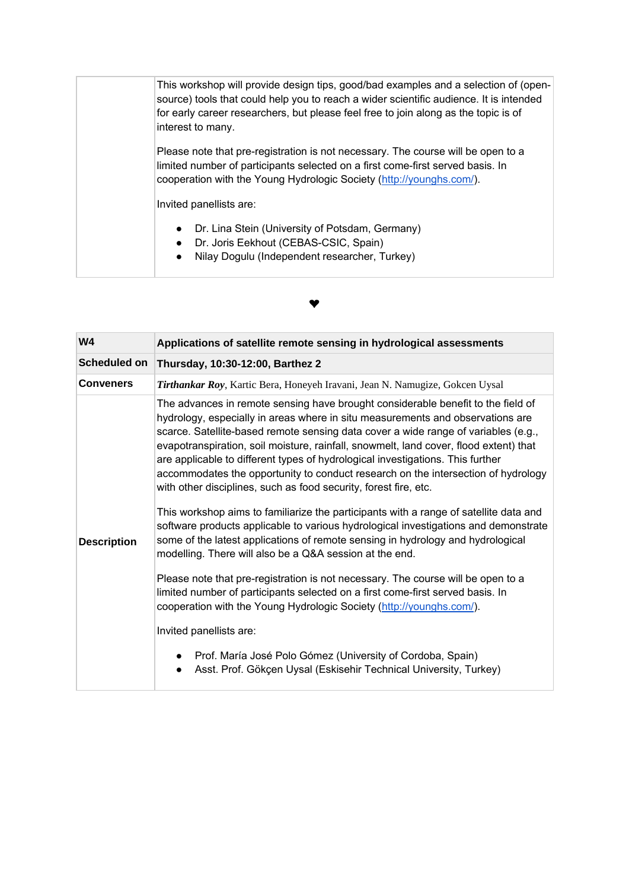| | |
|---|---|
| | This workshop will provide design tips, good/bad examples and a selection of (open-source) tools that could help you to reach a wider scientific audience. It is intended for early career researchers, but please feel free to join along as the topic is of interest to many.<br><br>Please note that pre-registration is not necessary. The course will be open to a limited number of participants selected on a first come-first served basis. In cooperation with the Young Hydrologic Society (http://younghs.com/).<br><br>Invited panellists are:<br><br>• Dr. Lina Stein (University of Potsdam, Germany)<br>• Dr. Joris Eekhout (CEBAS-CSIC, Spain)<br>• Nilay Dogulu (Independent researcher, Turkey) |

❤

| **W4** | **Applications of satellite remote sensing in hydrological assessments** |
|---|---|
| **Scheduled on** | **Thursday, 10:30-12:00, Barthez 2** |
| **Conveners** | ***Tirthankar Roy***, Kartic Bera, Honeyeh Iravani, Jean N. Namugize, Gokcen Uysal |
| **Description** | The advances in remote sensing have brought considerable benefit to the field of hydrology, especially in areas where in situ measurements and observations are scarce. Satellite-based remote sensing data cover a wide range of variables (e.g., evapotranspiration, soil moisture, rainfall, snowmelt, land cover, flood extent) that are applicable to different types of hydrological investigations. This further accommodates the opportunity to conduct research on the intersection of hydrology with other disciplines, such as food security, forest fire, etc.<br><br>This workshop aims to familiarize the participants with a range of satellite data and software products applicable to various hydrological investigations and demonstrate some of the latest applications of remote sensing in hydrology and hydrological modelling. There will also be a Q&A session at the end.<br><br>Please note that pre-registration is not necessary. The course will be open to a limited number of participants selected on a first come-first served basis. In cooperation with the Young Hydrologic Society (http://younghs.com/).<br><br>Invited panellists are:<br><br>• Prof. María José Polo Gómez (University of Cordoba, Spain)<br>• Asst. Prof. Gökçen Uysal (Eskisehir Technical University, Turkey) |